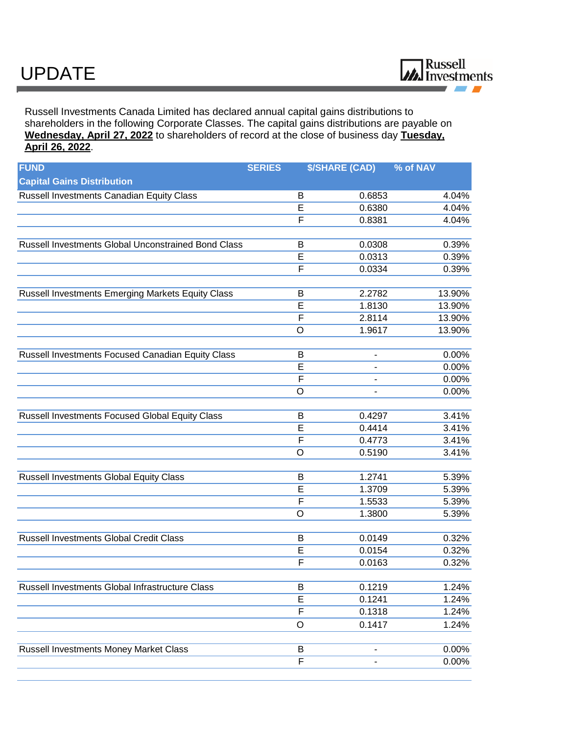# UPDATE

Russell Investments Canada Limited has declared annual capital gains distributions to shareholders in the following Corporate Classes. The capital gains distributions are payable on **Wednesday, April 27, 2022** to shareholders of record at the close of business day **Tuesday, April 26, 2022**.

| FUND<br>Capital Gains Distribution | SERIES | $/SHARE (CAD) | % of NAV |
|---|---|---|---|
| Russell Investments Canadian Equity Class | B | 0.6853 | 4.04% |
| | E | 0.6380 | 4.04% |
| | F | 0.8381 | 4.04% |
| | | | |
| Russell Investments Global Unconstrained Bond Class | B | 0.0308 | 0.39% |
| | E | 0.0313 | 0.39% |
| | F | 0.0334 | 0.39% |
| | | | |
| Russell Investments Emerging Markets Equity Class | B | 2.2782 | 13.90% |
| | E | 1.8130 | 13.90% |
| | F | 2.8114 | 13.90% |
| | O | 1.9617 | 13.90% |
| | | | |
| Russell Investments Focused Canadian Equity Class | B | - | 0.00% |
| | E | - | 0.00% |
| | F | - | 0.00% |
| | O | - | 0.00% |
| | | | |
| Russell Investments Focused Global Equity Class | B | 0.4297 | 3.41% |
| | E | 0.4414 | 3.41% |
| | F | 0.4773 | 3.41% |
| | O | 0.5190 | 3.41% |
| | | | |
| Russell Investments Global Equity Class | B | 1.2741 | 5.39% |
| | E | 1.3709 | 5.39% |
| | F | 1.5533 | 5.39% |
| | O | 1.3800 | 5.39% |
| | | | |
| Russell Investments Global Credit Class | B | 0.0149 | 0.32% |
| | E | 0.0154 | 0.32% |
| | F | 0.0163 | 0.32% |
| | | | |
| Russell Investments Global Infrastructure Class | B | 0.1219 | 1.24% |
| | E | 0.1241 | 1.24% |
| | F | 0.1318 | 1.24% |
| | O | 0.1417 | 1.24% |
| | | | |
| Russell Investments Money Market Class | B | - | 0.00% |
| | F | - | 0.00% |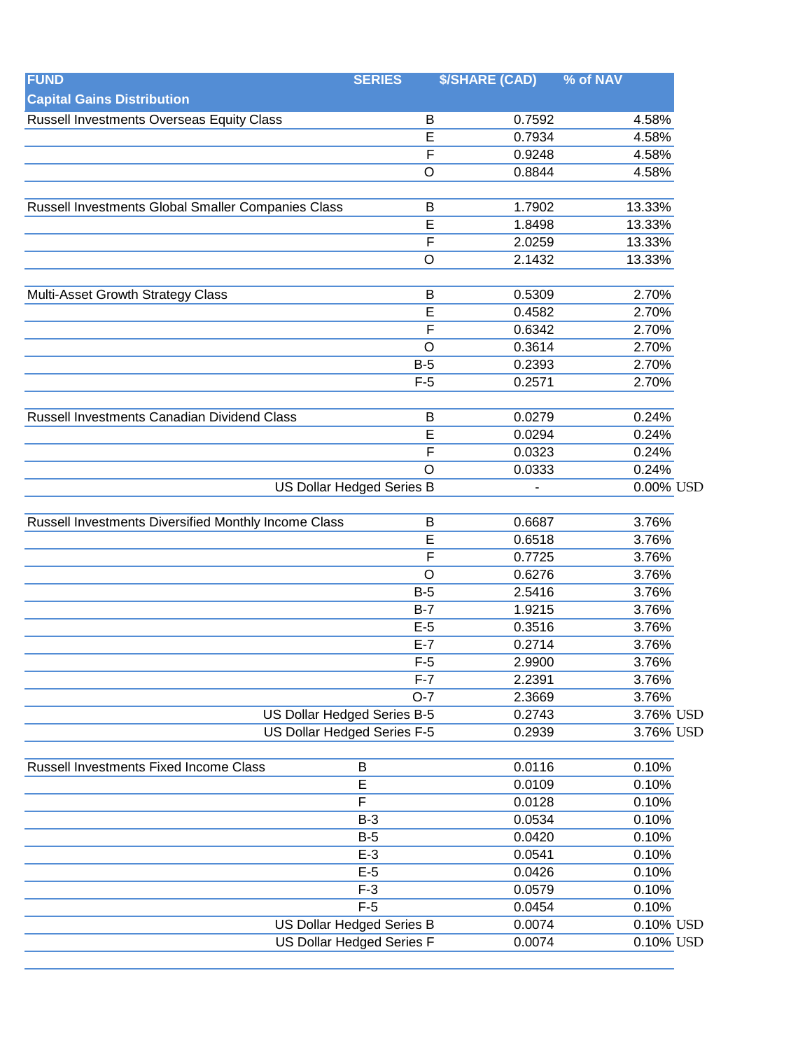| FUND | SERIES | $/SHARE (CAD) | % of NAV | |
|---|---|---|---|---|
| **Capital Gains Distribution** | | | | |
| Russell Investments Overseas Equity Class | B | 0.7592 | 4.58% | |
| | E | 0.7934 | 4.58% | |
| | F | 0.9248 | 4.58% | |
| | O | 0.8844 | 4.58% | |
| | | | | |
| Russell Investments Global Smaller Companies Class | B | 1.7902 | 13.33% | |
| | E | 1.8498 | 13.33% | |
| | F | 2.0259 | 13.33% | |
| | O | 2.1432 | 13.33% | |
| | | | | |
| Multi-Asset Growth Strategy Class | B | 0.5309 | 2.70% | |
| | E | 0.4582 | 2.70% | |
| | F | 0.6342 | 2.70% | |
| | O | 0.3614 | 2.70% | |
| | B-5 | 0.2393 | 2.70% | |
| | F-5 | 0.2571 | 2.70% | |
| | | | | |
| Russell Investments Canadian Dividend Class | B | 0.0279 | 0.24% | |
| | E | 0.0294 | 0.24% | |
| | F | 0.0323 | 0.24% | |
| | O | 0.0333 | 0.24% | |
| | US Dollar Hedged Series B | - | 0.00% | USD |
| | | | | |
| Russell Investments Diversified Monthly Income Class | B | 0.6687 | 3.76% | |
| | E | 0.6518 | 3.76% | |
| | F | 0.7725 | 3.76% | |
| | O | 0.6276 | 3.76% | |
| | B-5 | 2.5416 | 3.76% | |
| | B-7 | 1.9215 | 3.76% | |
| | E-5 | 0.3516 | 3.76% | |
| | E-7 | 0.2714 | 3.76% | |
| | F-5 | 2.9900 | 3.76% | |
| | F-7 | 2.2391 | 3.76% | |
| | O-7 | 2.3669 | 3.76% | |
| | US Dollar Hedged Series B-5 | 0.2743 | 3.76% | USD |
| | US Dollar Hedged Series F-5 | 0.2939 | 3.76% | USD |
| | | | | |
| Russell Investments Fixed Income Class | B | 0.0116 | 0.10% | |
| | E | 0.0109 | 0.10% | |
| | F | 0.0128 | 0.10% | |
| | B-3 | 0.0534 | 0.10% | |
| | B-5 | 0.0420 | 0.10% | |
| | E-3 | 0.0541 | 0.10% | |
| | E-5 | 0.0426 | 0.10% | |
| | F-3 | 0.0579 | 0.10% | |
| | F-5 | 0.0454 | 0.10% | |
| | US Dollar Hedged Series B | 0.0074 | 0.10% | USD |
| | US Dollar Hedged Series F | 0.0074 | 0.10% | USD |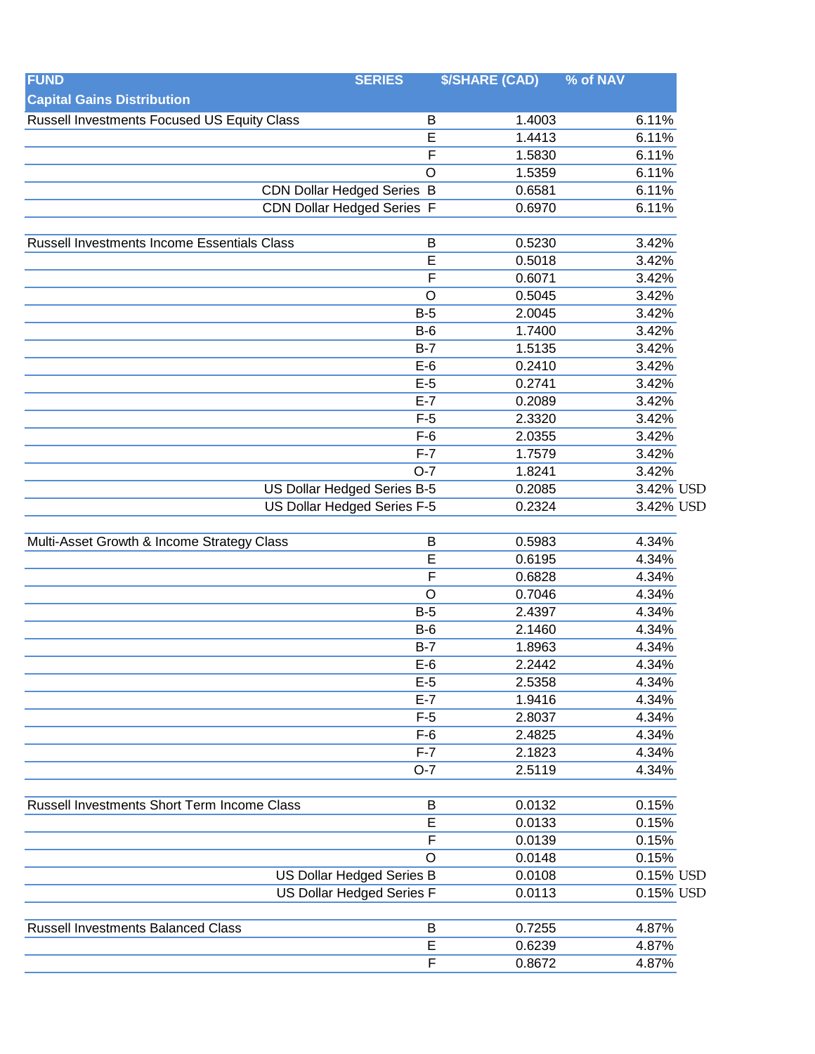| FUND | SERIES | $/SHARE (CAD) | % of NAV |
|---|---|---|---|
| **Capital Gains Distribution** | | | |
| Russell Investments Focused US Equity Class | B | 1.4003 | 6.11% |
| | E | 1.4413 | 6.11% |
| | F | 1.5830 | 6.11% |
| | O | 1.5359 | 6.11% |
| | CDN Dollar Hedged Series B | 0.6581 | 6.11% |
| | CDN Dollar Hedged Series F | 0.6970 | 6.11% |
| | | | |
| Russell Investments Income Essentials Class | B | 0.5230 | 3.42% |
| | E | 0.5018 | 3.42% |
| | F | 0.6071 | 3.42% |
| | O | 0.5045 | 3.42% |
| | B-5 | 2.0045 | 3.42% |
| | B-6 | 1.7400 | 3.42% |
| | B-7 | 1.5135 | 3.42% |
| | E-6 | 0.2410 | 3.42% |
| | E-5 | 0.2741 | 3.42% |
| | E-7 | 0.2089 | 3.42% |
| | F-5 | 2.3320 | 3.42% |
| | F-6 | 2.0355 | 3.42% |
| | F-7 | 1.7579 | 3.42% |
| | O-7 | 1.8241 | 3.42% |
| | US Dollar Hedged Series B-5 | 0.2085 | 3.42% USD |
| | US Dollar Hedged Series F-5 | 0.2324 | 3.42% USD |
| | | | |
| Multi-Asset Growth & Income Strategy Class | B | 0.5983 | 4.34% |
| | E | 0.6195 | 4.34% |
| | F | 0.6828 | 4.34% |
| | O | 0.7046 | 4.34% |
| | B-5 | 2.4397 | 4.34% |
| | B-6 | 2.1460 | 4.34% |
| | B-7 | 1.8963 | 4.34% |
| | E-6 | 2.2442 | 4.34% |
| | E-5 | 2.5358 | 4.34% |
| | E-7 | 1.9416 | 4.34% |
| | F-5 | 2.8037 | 4.34% |
| | F-6 | 2.4825 | 4.34% |
| | F-7 | 2.1823 | 4.34% |
| | O-7 | 2.5119 | 4.34% |
| | | | |
| Russell Investments Short Term Income Class | B | 0.0132 | 0.15% |
| | E | 0.0133 | 0.15% |
| | F | 0.0139 | 0.15% |
| | O | 0.0148 | 0.15% |
| | US Dollar Hedged Series B | 0.0108 | 0.15% USD |
| | US Dollar Hedged Series F | 0.0113 | 0.15% USD |
| | | | |
| Russell Investments Balanced Class | B | 0.7255 | 4.87% |
| | E | 0.6239 | 4.87% |
| | F | 0.8672 | 4.87% |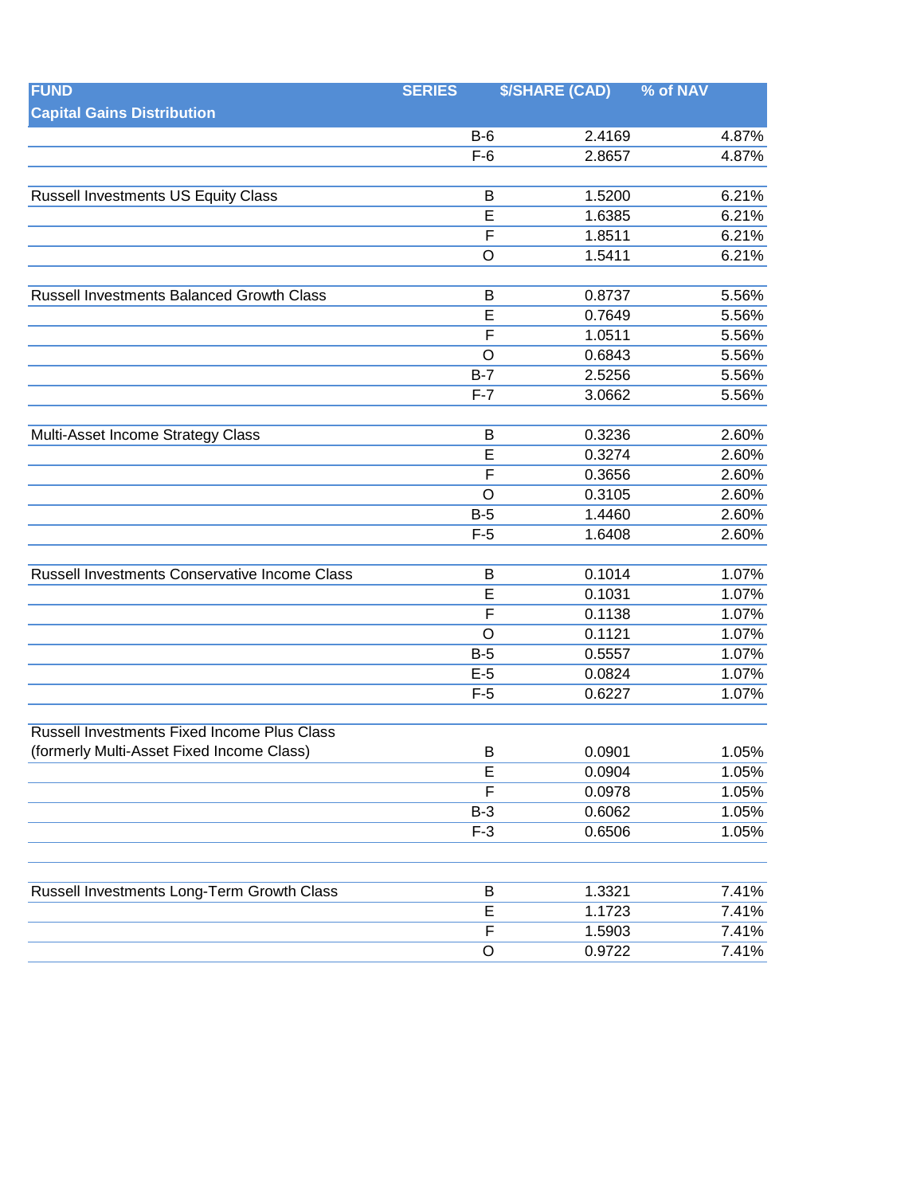| FUND<br>Capital Gains Distribution | SERIES | $/SHARE (CAD) | % of NAV |
|---|---|---|---|
| | B-6 | 2.4169 | 4.87% |
| | F-6 | 2.8657 | 4.87% |
| | | | |
| Russell Investments US Equity Class | B | 1.5200 | 6.21% |
| | E | 1.6385 | 6.21% |
| | F | 1.8511 | 6.21% |
| | O | 1.5411 | 6.21% |
| | | | |
| Russell Investments Balanced Growth Class | B | 0.8737 | 5.56% |
| | E | 0.7649 | 5.56% |
| | F | 1.0511 | 5.56% |
| | O | 0.6843 | 5.56% |
| | B-7 | 2.5256 | 5.56% |
| | F-7 | 3.0662 | 5.56% |
| | | | |
| Multi-Asset Income Strategy Class | B | 0.3236 | 2.60% |
| | E | 0.3274 | 2.60% |
| | F | 0.3656 | 2.60% |
| | O | 0.3105 | 2.60% |
| | B-5 | 1.4460 | 2.60% |
| | F-5 | 1.6408 | 2.60% |
| | | | |
| Russell Investments Conservative Income Class | B | 0.1014 | 1.07% |
| | E | 0.1031 | 1.07% |
| | F | 0.1138 | 1.07% |
| | O | 0.1121 | 1.07% |
| | B-5 | 0.5557 | 1.07% |
| | E-5 | 0.0824 | 1.07% |
| | F-5 | 0.6227 | 1.07% |
| | | | |
| Russell Investments Fixed Income Plus Class (formerly Multi-Asset Fixed Income Class) | B | 0.0901 | 1.05% |
| | E | 0.0904 | 1.05% |
| | F | 0.0978 | 1.05% |
| | B-3 | 0.6062 | 1.05% |
| | F-3 | 0.6506 | 1.05% |
| | | | |
| | | | |
| Russell Investments Long-Term Growth Class | B | 1.3321 | 7.41% |
| | E | 1.1723 | 7.41% |
| | F | 1.5903 | 7.41% |
| | O | 0.9722 | 7.41% |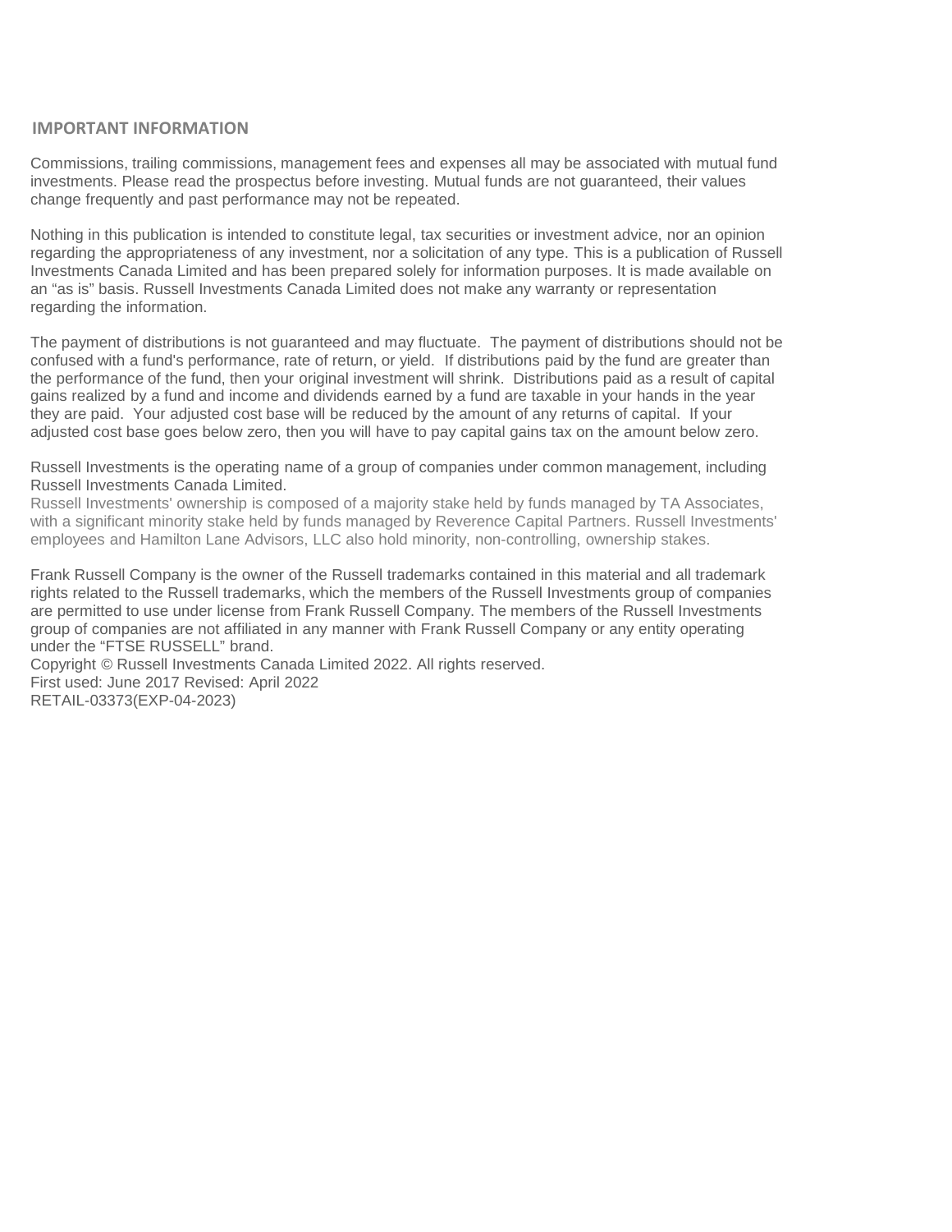## IMPORTANT INFORMATION

Commissions, trailing commissions, management fees and expenses all may be associated with mutual fund investments. Please read the prospectus before investing. Mutual funds are not guaranteed, their values change frequently and past performance may not be repeated.

Nothing in this publication is intended to constitute legal, tax securities or investment advice, nor an opinion regarding the appropriateness of any investment, nor a solicitation of any type. This is a publication of Russell Investments Canada Limited and has been prepared solely for information purposes. It is made available on an "as is" basis. Russell Investments Canada Limited does not make any warranty or representation regarding the information.

The payment of distributions is not guaranteed and may fluctuate. The payment of distributions should not be confused with a fund's performance, rate of return, or yield. If distributions paid by the fund are greater than the performance of the fund, then your original investment will shrink. Distributions paid as a result of capital gains realized by a fund and income and dividends earned by a fund are taxable in your hands in the year they are paid. Your adjusted cost base will be reduced by the amount of any returns of capital. If your adjusted cost base goes below zero, then you will have to pay capital gains tax on the amount below zero.

Russell Investments is the operating name of a group of companies under common management, including Russell Investments Canada Limited.
Russell Investments' ownership is composed of a majority stake held by funds managed by TA Associates, with a significant minority stake held by funds managed by Reverence Capital Partners. Russell Investments' employees and Hamilton Lane Advisors, LLC also hold minority, non-controlling, ownership stakes.

Frank Russell Company is the owner of the Russell trademarks contained in this material and all trademark rights related to the Russell trademarks, which the members of the Russell Investments group of companies are permitted to use under license from Frank Russell Company. The members of the Russell Investments group of companies are not affiliated in any manner with Frank Russell Company or any entity operating under the "FTSE RUSSELL" brand.
Copyright © Russell Investments Canada Limited 2022. All rights reserved.
First used: June 2017 Revised: April 2022
RETAIL-03373(EXP-04-2023)